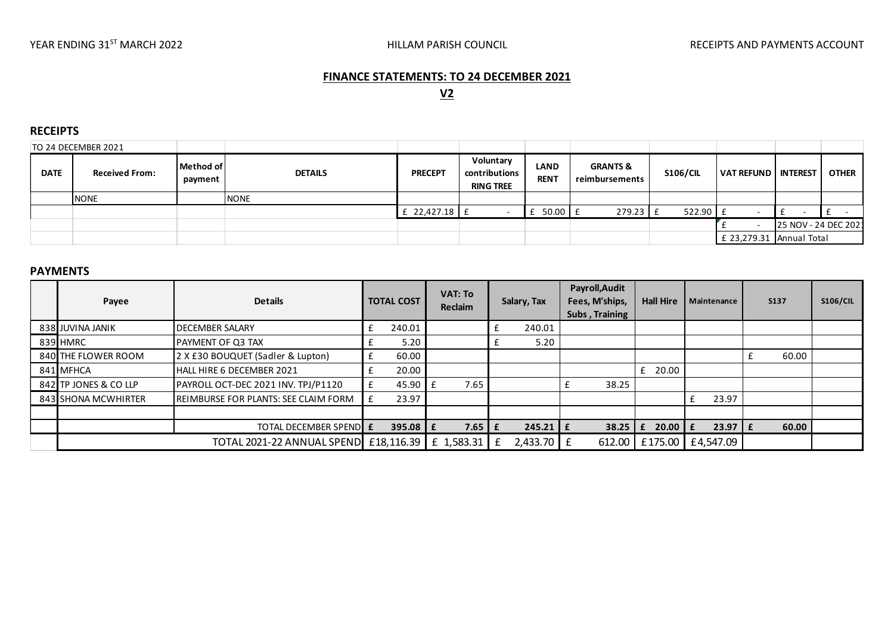YEAR ENDING 31ST MARCH 2022 | HILLAM PARISH COUNCIL | RECEIPTS AND PAYMENTS ACCOUNT

## FINANCE STATEMENTS: TO 24 DECEMBER 2021

**V2**

### RECEIPTS

TO 24 DECEMBER 2021

| DATE | Received From: | Method of payment | DETAILS | PRECEPT | Voluntary contributions RING TREE | LAND RENT | GRANTS & reimbursements | S106/CIL | VAT REFUND | INTEREST | OTHER |
|---|---|---|---|---|---|---|---|---|---|---|---|
| | NONE | | NONE | | | | | | | | |
| | | | | £ 22,427.18 | £ - | £ 50.00 | £ 279.23 | £ 522.90 | £ - | £ - | £ - |
| | | | | | | | | | £ - | 25 NOV - 24 DEC 2021 | |
| | | | | | | | | | £ 23,279.31 | Annual Total | |

### PAYMENTS

| | Payee | Details | TOTAL COST | VAT: To Reclaim | Salary, Tax | Payroll,Audit Fees, M'ships, Subs , Training | Hall Hire | Maintenance | S137 | S106/CIL |
|---|---|---|---|---|---|---|---|---|---|---|
| 838 | JUVINA JANIK | DECEMBER SALARY | £ 240.01 | | £ 240.01 | | | | | |
| 839 | HMRC | PAYMENT OF Q3 TAX | £ 5.20 | | £ 5.20 | | | | | |
| 840 | THE FLOWER ROOM | 2 X £30 BOUQUET (Sadler & Lupton) | £ 60.00 | | | | | | £ 60.00 | |
| 841 | MFHCA | HALL HIRE 6 DECEMBER 2021 | £ 20.00 | | | | £ 20.00 | | | |
| 842 | TP JONES & CO LLP | PAYROLL OCT-DEC 2021 INV. TPJ/P1120 | £ 45.90 | £ 7.65 | | £ 38.25 | | | | |
| 843 | SHONA MCWHIRTER | REIMBURSE FOR PLANTS: SEE CLAIM FORM | £ 23.97 | | | | | £ 23.97 | | |
| | | | | | | | | | | |
| | | TOTAL DECEMBER SPEND | **£ 395.08** | **£ 7.65** | **£ 245.21** | **£ 38.25** | **£ 20.00** | **£ 23.97** | **£ 60.00** | |
| | TOTAL 2021-22 ANNUAL SPEND | | £18,116.39 | £ 1,583.31 | £ 2,433.70 | £ 612.00 | £175.00 | £4,547.09 | | |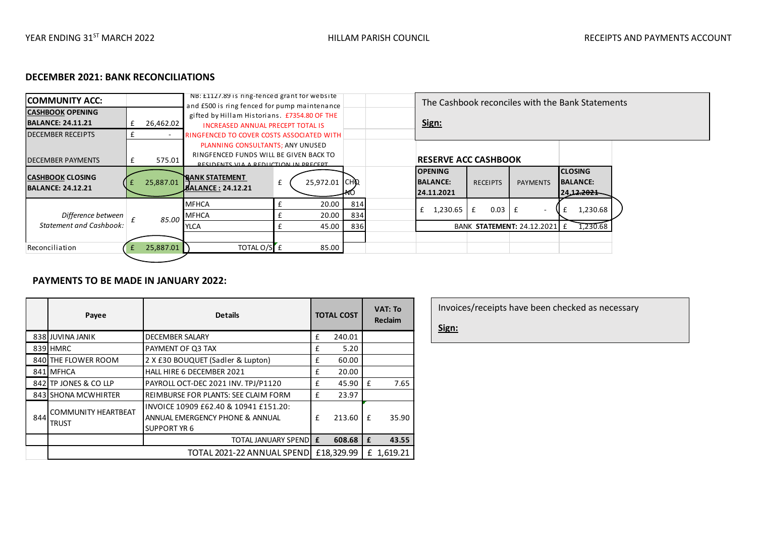YEAR ENDING 31ST MARCH 2022 — HILLAM PARISH COUNCIL — RECEIPTS AND PAYMENTS ACCOUNT

## DECEMBER 2021: BANK RECONCILIATIONS

NB: £1127.89 is ring-fenced grant for website and £500 is ring fenced for pump maintenance gifted by Hillam Historians. £7354.80 OF THE INCREASED ANNUAL PRECEPT TOTAL IS RINGFENCED TO COVER COSTS ASSOCIATED WITH PLANNING CONSULTANTS; ANY UNUSED RINGFENCED FUNDS WILL BE GIVEN BACK TO RESIDENTS VIA A REDUCTION IN PRECEPT

| COMMUNITY ACC: | | | | |
|---|---|---|---|---|
| CASHBOOK OPENING BALANCE: 24.11.21 | £ 26,462.02 | | | |
| DECEMBER RECEIPTS | £ - | | | |
| DECEMBER PAYMENTS | £ 575.01 | | | |
| CASHBOOK CLOSING BALANCE: 24.12.21 | £ 25,887.01 | BANK STATEMENT BALANCE : 24.12.21 | £ 25,972.01 | CHQ NO |
| *Difference between Statement and Cashbook:* | £ 85.00 | MFHCA | £ 20.00 | 814 |
| | | MFHCA | £ 20.00 | 834 |
| | | YLCA | £ 45.00 | 836 |
| Reconciliation | £ 25,887.01 | TOTAL O/S | £ 85.00 | |

The Cashbook reconciles with the Bank Statements

**Sign:**

### RESERVE ACC CASHBOOK

| OPENING BALANCE: 24.11.2021 | RECEIPTS | PAYMENTS | CLOSING BALANCE: 24.12.2021 |
|---|---|---|---|
| £ 1,230.65 | £ 0.03 | £ - | £ 1,230.68 |
| | | BANK STATEMENT: 24.12.2021 | £ 1,230.68 |

## PAYMENTS TO BE MADE IN JANUARY 2022:

| | Payee | Details | TOTAL COST | VAT: To Reclaim |
|---|---|---|---|---|
| 838 | JUVINA JANIK | DECEMBER SALARY | £ 240.01 | |
| 839 | HMRC | PAYMENT OF Q3 TAX | £ 5.20 | |
| 840 | THE FLOWER ROOM | 2 X £30 BOUQUET (Sadler & Lupton) | £ 60.00 | |
| 841 | MFHCA | HALL HIRE 6 DECEMBER 2021 | £ 20.00 | |
| 842 | TP JONES & CO LLP | PAYROLL OCT-DEC 2021 INV. TPJ/P1120 | £ 45.90 | £ 7.65 |
| 843 | SHONA MCWHIRTER | REIMBURSE FOR PLANTS: SEE CLAIM FORM | £ 23.97 | |
| 844 | COMMUNITY HEARTBEAT TRUST | INVOICE 10909 £62.40 & 10941 £151.20: ANNUAL EMERGENCY PHONE & ANNUAL SUPPORT YR 6 | £ 213.60 | £ 35.90 |
| | | **TOTAL JANUARY SPEND** | **£ 608.68** | **£ 43.55** |
| | | TOTAL 2021-22 ANNUAL SPEND | £18,329.99 | £ 1,619.21 |

Invoices/receipts have been checked as necessary

**Sign:**